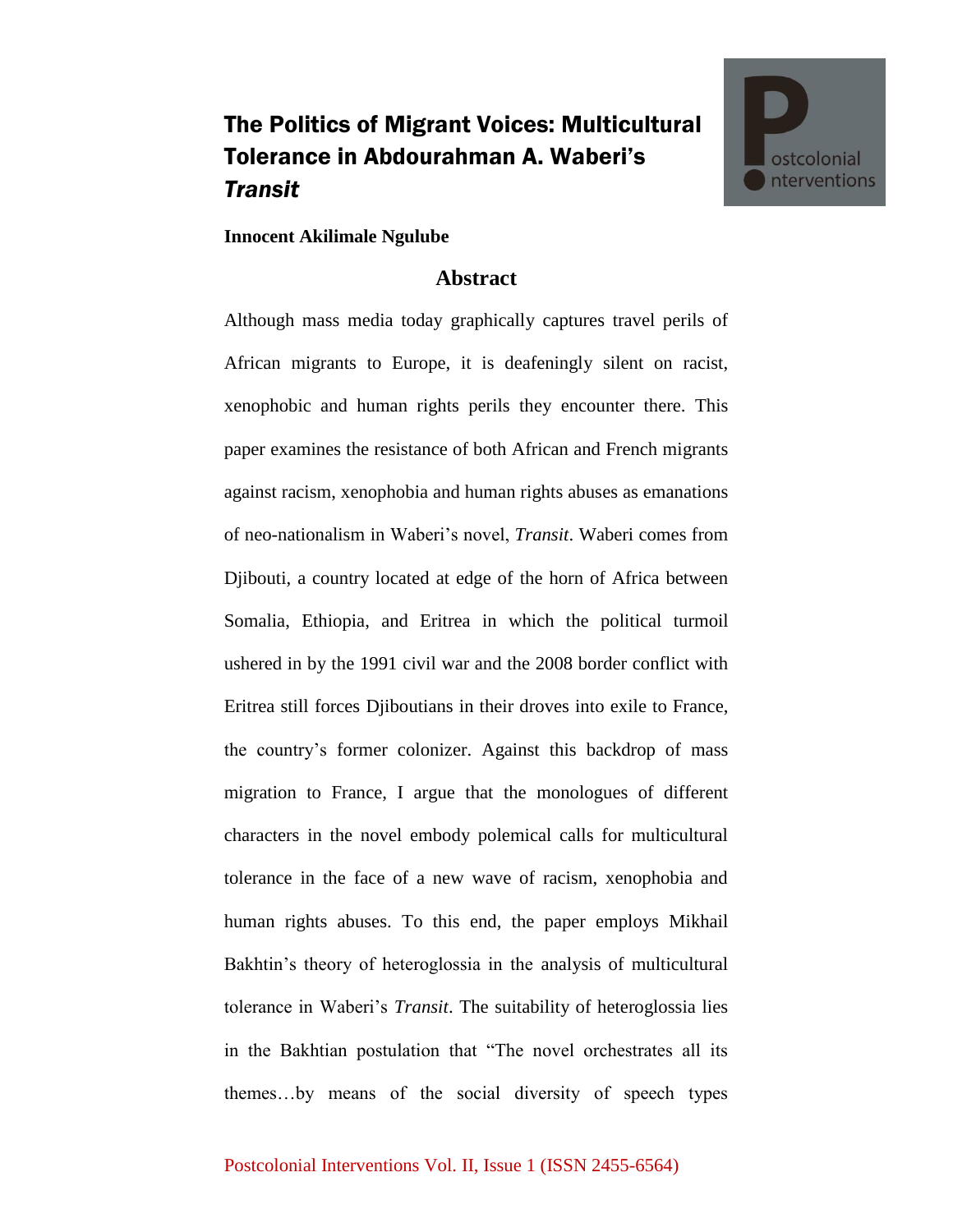# The Politics of Migrant Voices: Multicultural Tolerance in Abdourahman A. Waberi's *Transit*

**Innocent Akilimale Ngulube**

## Abstract

Although mass media today graphically captures travel perils of African migrants to Europe, it is deafeningly silent on racist, xenophobic and human rights perils they encounter there. This paper examines the resistance of both African and French migrants against racism, xenophobia and human rights abuses as emanations of neo-nationalism in Waberi's novel, *Transit*. Waberi comes from Djibouti, a country located at edge of the horn of Africa between Somalia, Ethiopia, and Eritrea in which the political turmoil ushered in by the 1991 civil war and the 2008 border conflict with Eritrea still forces Djiboutians in their droves into exile to France, the country's former colonizer. Against this backdrop of mass migration to France, I argue that the monologues of different characters in the novel embody polemical calls for multicultural tolerance in the face of a new wave of racism, xenophobia and human rights abuses. To this end, the paper employs Mikhail Bakhtin's theory of heteroglossia in the analysis of multicultural tolerance in Waberi's *Transit*. The suitability of heteroglossia lies in the Bakhtian postulation that "The novel orchestrates all its themes…by means of the social diversity of speech types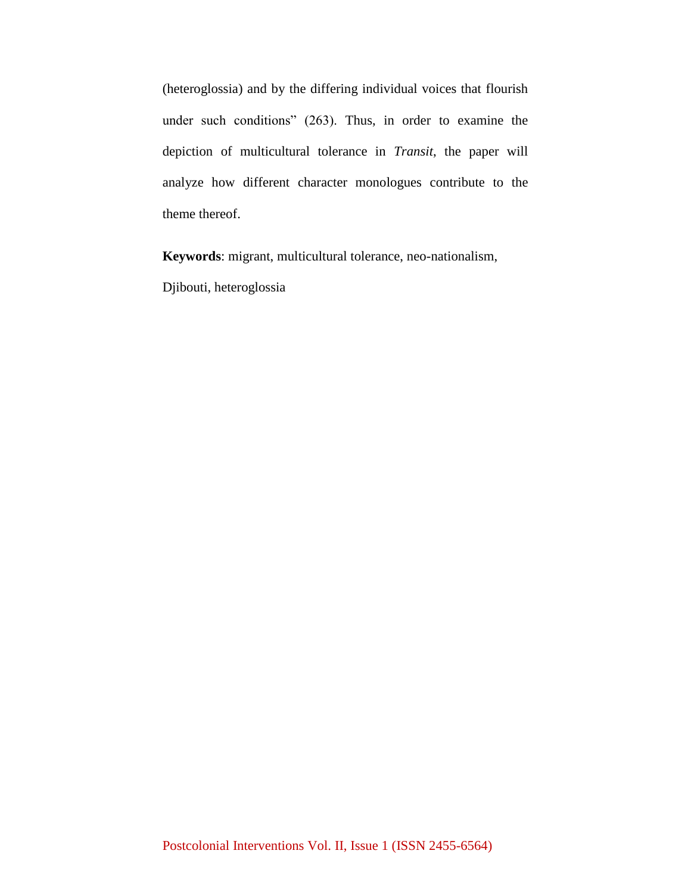(heteroglossia) and by the differing individual voices that flourish under such conditions" (263). Thus, in order to examine the depiction of multicultural tolerance in *Transit*, the paper will analyze how different character monologues contribute to the theme thereof.

**Keywords**: migrant, multicultural tolerance, neo-nationalism, Djibouti, heteroglossia